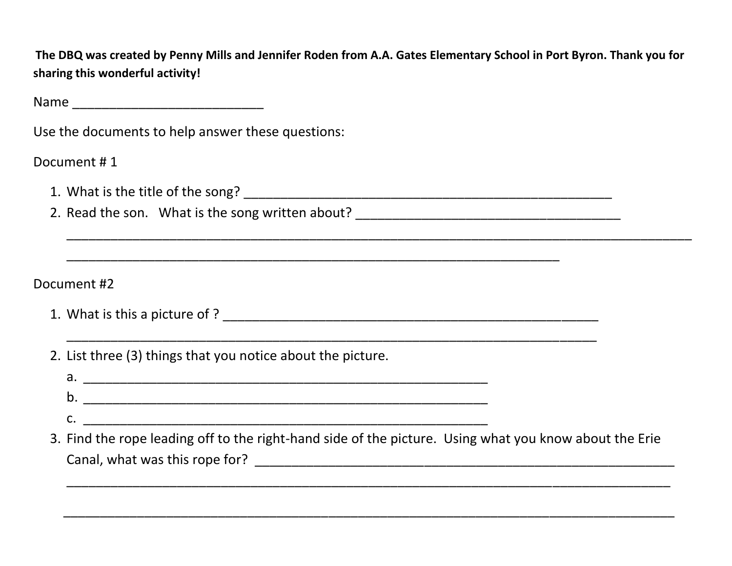**The DBQ was created by Penny Mills and Jennifer Roden from A.A. Gates Elementary School in Port Byron. Thank you for sharing this wonderful activity!**

Name ___________________________

Use the documents to help answer these questions:

Document # 1

1. What is the title of the song? _____________________________________________________
2. Read the son.   What is the song written about? ______________________________________

   ___________________________________________________________________________________________

   ________________________________________________________________________

Document #2

1. What is this a picture of ? ______________________________________________________

   ___________________________________________________________________________
2. List three (3) things that you notice about the picture.
   a. _____________________________________________________________
   b. _____________________________________________________________
   c. _____________________________________________________________
3. Find the rope leading off to the right-hand side of the picture.  Using what you know about the Erie Canal, what was this rope for? ____________________________________________________________

   ______________________________________________________________________________________

   ______________________________________________________________________________________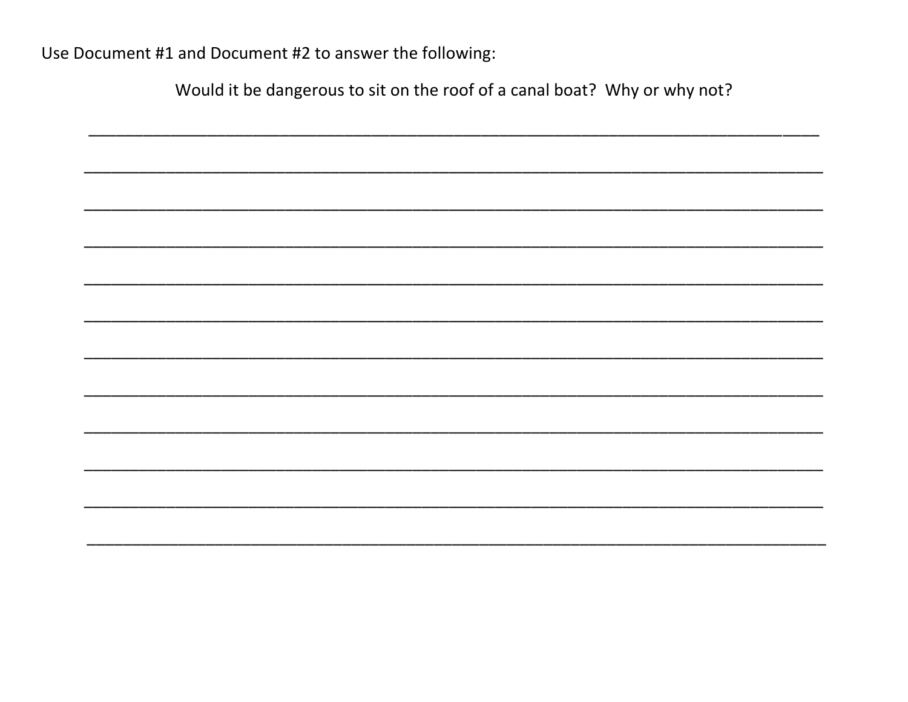Use Document #1 and Document #2 to answer the following:

Would it be dangerous to sit on the roof of a canal boat? Why or why not?

________________________________________________________________________________

________________________________________________________________________________

________________________________________________________________________________

________________________________________________________________________________

________________________________________________________________________________

________________________________________________________________________________

________________________________________________________________________________

________________________________________________________________________________

________________________________________________________________________________

________________________________________________________________________________

________________________________________________________________________________

________________________________________________________________________________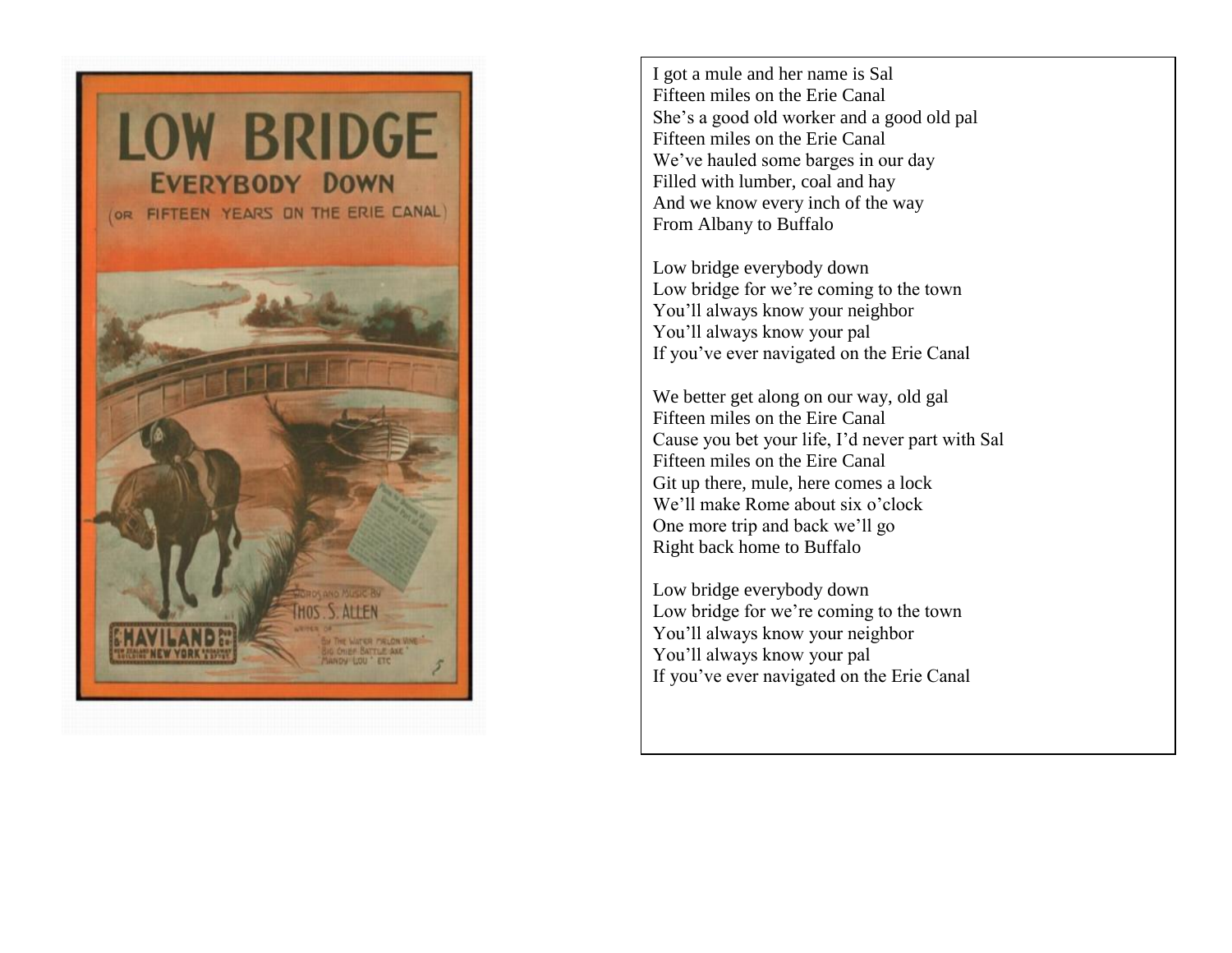I got a mule and her name is Sal
Fifteen miles on the Erie Canal
She's a good old worker and a good old pal
Fifteen miles on the Erie Canal
We've hauled some barges in our day
Filled with lumber, coal and hay
And we know every inch of the way
From Albany to Buffalo

Low bridge everybody down
Low bridge for we're coming to the town
You'll always know your neighbor
You'll always know your pal
If you've ever navigated on the Erie Canal

We better get along on our way, old gal
Fifteen miles on the Eire Canal
Cause you bet your life, I'd never part with Sal
Fifteen miles on the Eire Canal
Git up there, mule, here comes a lock
We'll make Rome about six o'clock
One more trip and back we'll go
Right back home to Buffalo

Low bridge everybody down
Low bridge for we're coming to the town
You'll always know your neighbor
You'll always know your pal
If you've ever navigated on the Erie Canal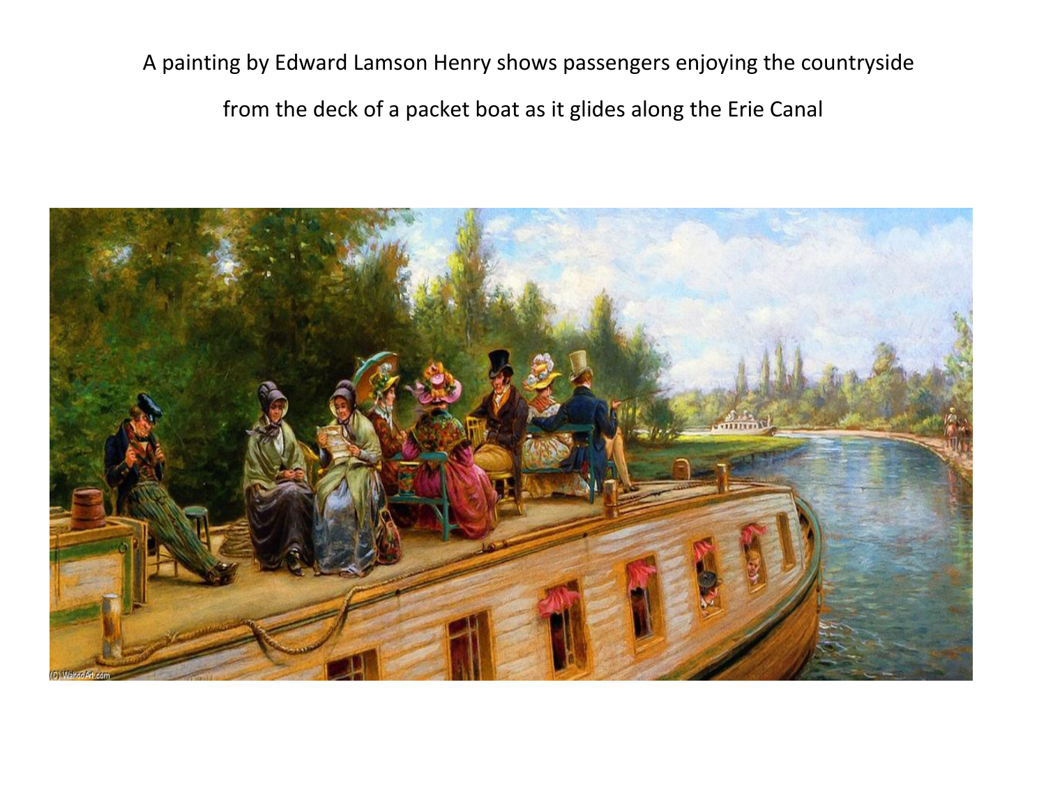A painting by Edward Lamson Henry shows passengers enjoying the countryside from the deck of a packet boat as it glides along the Erie Canal